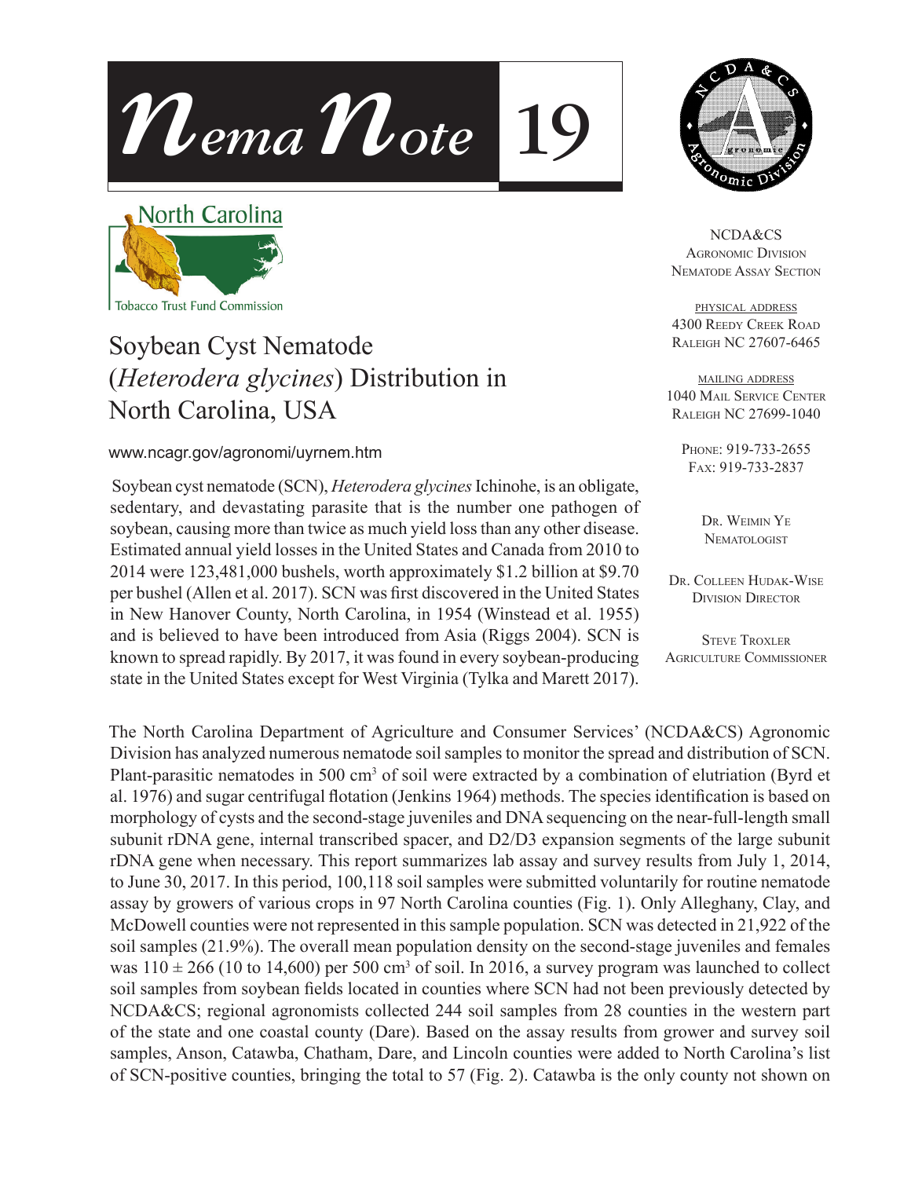# *NemaNote* 19

North Carolina
Tobacco Trust Fund Commission

NCDA&CS
AGRONOMIC DIVISION
NEMATODE ASSAY SECTION

PHYSICAL ADDRESS
4300 REEDY CREEK ROAD
RALEIGH NC 27607-6465

MAILING ADDRESS
1040 MAIL SERVICE CENTER
RALEIGH NC 27699-1040

PHONE: 919-733-2655
FAX: 919-733-2837

DR. WEIMIN YE
NEMATOLOGIST

DR. COLLEEN HUDAK-WISE
DIVISION DIRECTOR

STEVE TROXLER
AGRICULTURE COMMISSIONER

## Soybean Cyst Nematode (*Heterodera glycines*) Distribution in North Carolina, USA

www.ncagr.gov/agronomi/uyrnem.htm

Soybean cyst nematode (SCN), *Heterodera glycines* Ichinohe, is an obligate, sedentary, and devastating parasite that is the number one pathogen of soybean, causing more than twice as much yield loss than any other disease. Estimated annual yield losses in the United States and Canada from 2010 to 2014 were 123,481,000 bushels, worth approximately $1.2 billion at $9.70 per bushel (Allen et al. 2017). SCN was first discovered in the United States in New Hanover County, North Carolina, in 1954 (Winstead et al. 1955) and is believed to have been introduced from Asia (Riggs 2004). SCN is known to spread rapidly. By 2017, it was found in every soybean-producing state in the United States except for West Virginia (Tylka and Marett 2017).

The North Carolina Department of Agriculture and Consumer Services' (NCDA&CS) Agronomic Division has analyzed numerous nematode soil samples to monitor the spread and distribution of SCN. Plant-parasitic nematodes in 500 $cm^3$ of soil were extracted by a combination of elutriation (Byrd et al. 1976) and sugar centrifugal flotation (Jenkins 1964) methods. The species identification is based on morphology of cysts and the second-stage juveniles and DNA sequencing on the near-full-length small subunit rDNA gene, internal transcribed spacer, and D2/D3 expansion segments of the large subunit rDNA gene when necessary. This report summarizes lab assay and survey results from July 1, 2014, to June 30, 2017. In this period, 100,118 soil samples were submitted voluntarily for routine nematode assay by growers of various crops in 97 North Carolina counties (Fig. 1). Only Alleghany, Clay, and McDowell counties were not represented in this sample population. SCN was detected in 21,922 of the soil samples (21.9%). The overall mean population density on the second-stage juveniles and females was $110 \pm 266$ (10 to 14,600) per 500 $cm^3$ of soil. In 2016, a survey program was launched to collect soil samples from soybean fields located in counties where SCN had not been previously detected by NCDA&CS; regional agronomists collected 244 soil samples from 28 counties in the western part of the state and one coastal county (Dare). Based on the assay results from grower and survey soil samples, Anson, Catawba, Chatham, Dare, and Lincoln counties were added to North Carolina's list of SCN-positive counties, bringing the total to 57 (Fig. 2). Catawba is the only county not shown on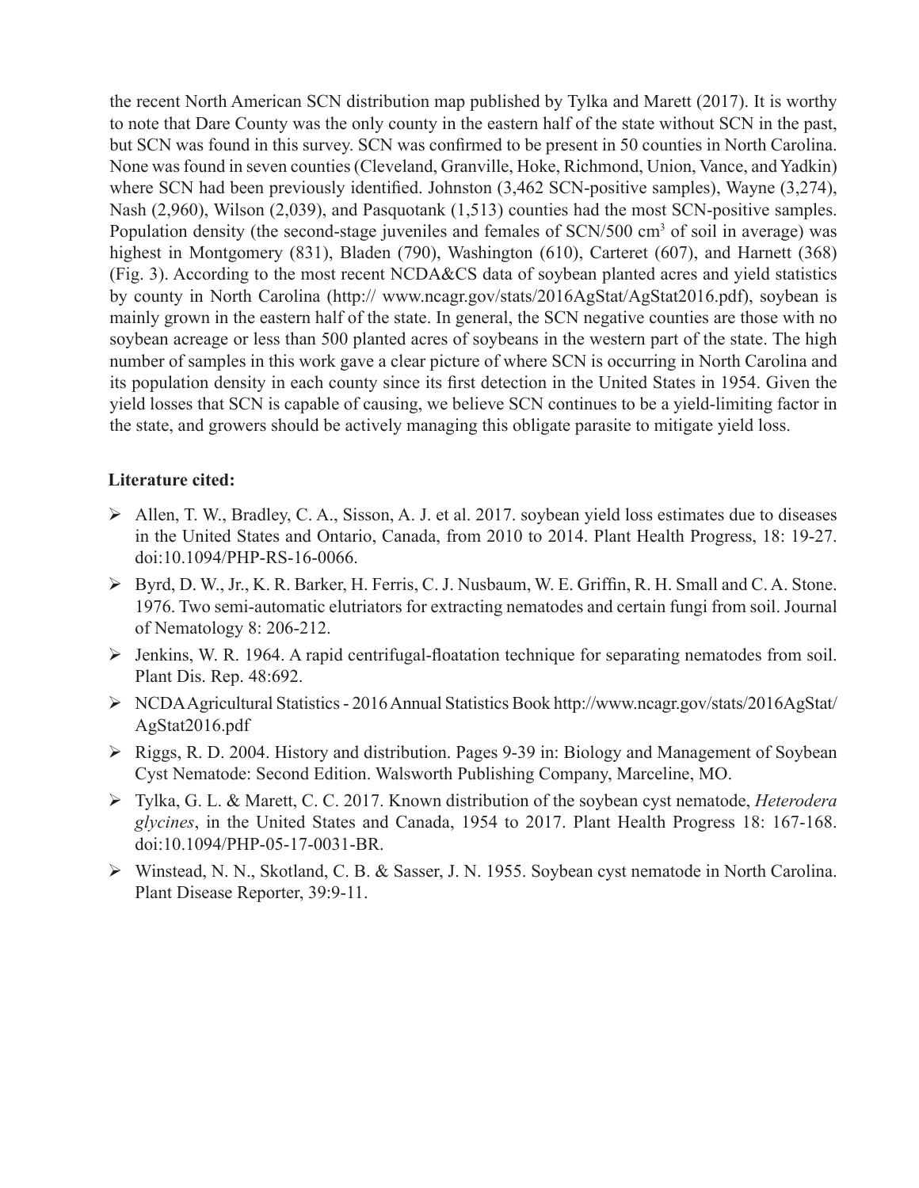the recent North American SCN distribution map published by Tylka and Marett (2017). It is worthy to note that Dare County was the only county in the eastern half of the state without SCN in the past, but SCN was found in this survey. SCN was confirmed to be present in 50 counties in North Carolina. None was found in seven counties (Cleveland, Granville, Hoke, Richmond, Union, Vance, and Yadkin) where SCN had been previously identified. Johnston (3,462 SCN-positive samples), Wayne (3,274), Nash (2,960), Wilson (2,039), and Pasquotank (1,513) counties had the most SCN-positive samples. Population density (the second-stage juveniles and females of SCN/500 $cm^3$ of soil in average) was highest in Montgomery (831), Bladen (790), Washington (610), Carteret (607), and Harnett (368) (Fig. 3). According to the most recent NCDA&CS data of soybean planted acres and yield statistics by county in North Carolina (http:// www.ncagr.gov/stats/2016AgStat/AgStat2016.pdf), soybean is mainly grown in the eastern half of the state. In general, the SCN negative counties are those with no soybean acreage or less than 500 planted acres of soybeans in the western part of the state. The high number of samples in this work gave a clear picture of where SCN is occurring in North Carolina and its population density in each county since its first detection in the United States in 1954. Given the yield losses that SCN is capable of causing, we believe SCN continues to be a yield-limiting factor in the state, and growers should be actively managing this obligate parasite to mitigate yield loss.

**Literature cited:**

- Allen, T. W., Bradley, C. A., Sisson, A. J. et al. 2017. soybean yield loss estimates due to diseases in the United States and Ontario, Canada, from 2010 to 2014. Plant Health Progress, 18: 19-27. doi:10.1094/PHP-RS-16-0066.
- Byrd, D. W., Jr., K. R. Barker, H. Ferris, C. J. Nusbaum, W. E. Griffin, R. H. Small and C. A. Stone. 1976. Two semi-automatic elutriators for extracting nematodes and certain fungi from soil. Journal of Nematology 8: 206-212.
- Jenkins, W. R. 1964. A rapid centrifugal-floatation technique for separating nematodes from soil. Plant Dis. Rep. 48:692.
- NCDA Agricultural Statistics - 2016 Annual Statistics Book http://www.ncagr.gov/stats/2016AgStat/AgStat2016.pdf
- Riggs, R. D. 2004. History and distribution. Pages 9-39 in: Biology and Management of Soybean Cyst Nematode: Second Edition. Walsworth Publishing Company, Marceline, MO.
- Tylka, G. L. & Marett, C. C. 2017. Known distribution of the soybean cyst nematode, *Heterodera glycines*, in the United States and Canada, 1954 to 2017. Plant Health Progress 18: 167-168. doi:10.1094/PHP-05-17-0031-BR.
- Winstead, N. N., Skotland, C. B. & Sasser, J. N. 1955. Soybean cyst nematode in North Carolina. Plant Disease Reporter, 39:9-11.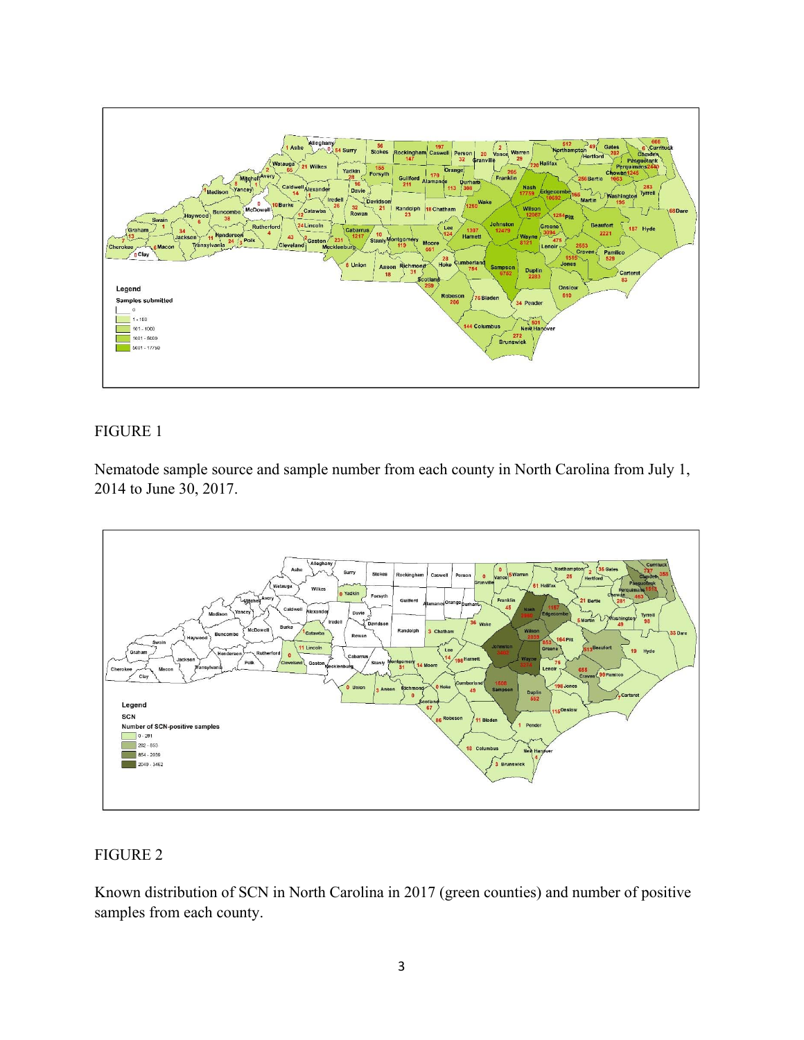FIGURE 1

Nematode sample source and sample number from each county in North Carolina from July 1, 2014 to June 30, 2017.

FIGURE 2

Known distribution of SCN in North Carolina in 2017 (green counties) and number of positive samples from each county.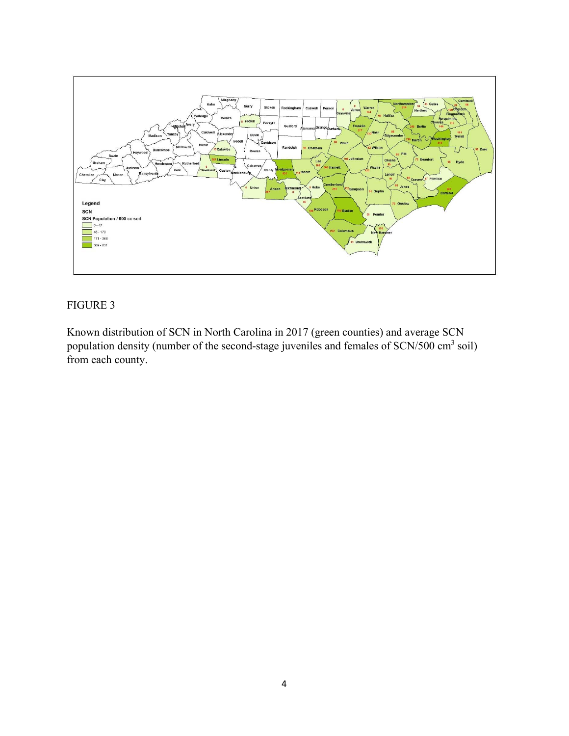FIGURE 3

Known distribution of SCN in North Carolina in 2017 (green counties) and average SCN population density (number of the second-stage juveniles and females of SCN/500 $cm^3$ soil) from each county.